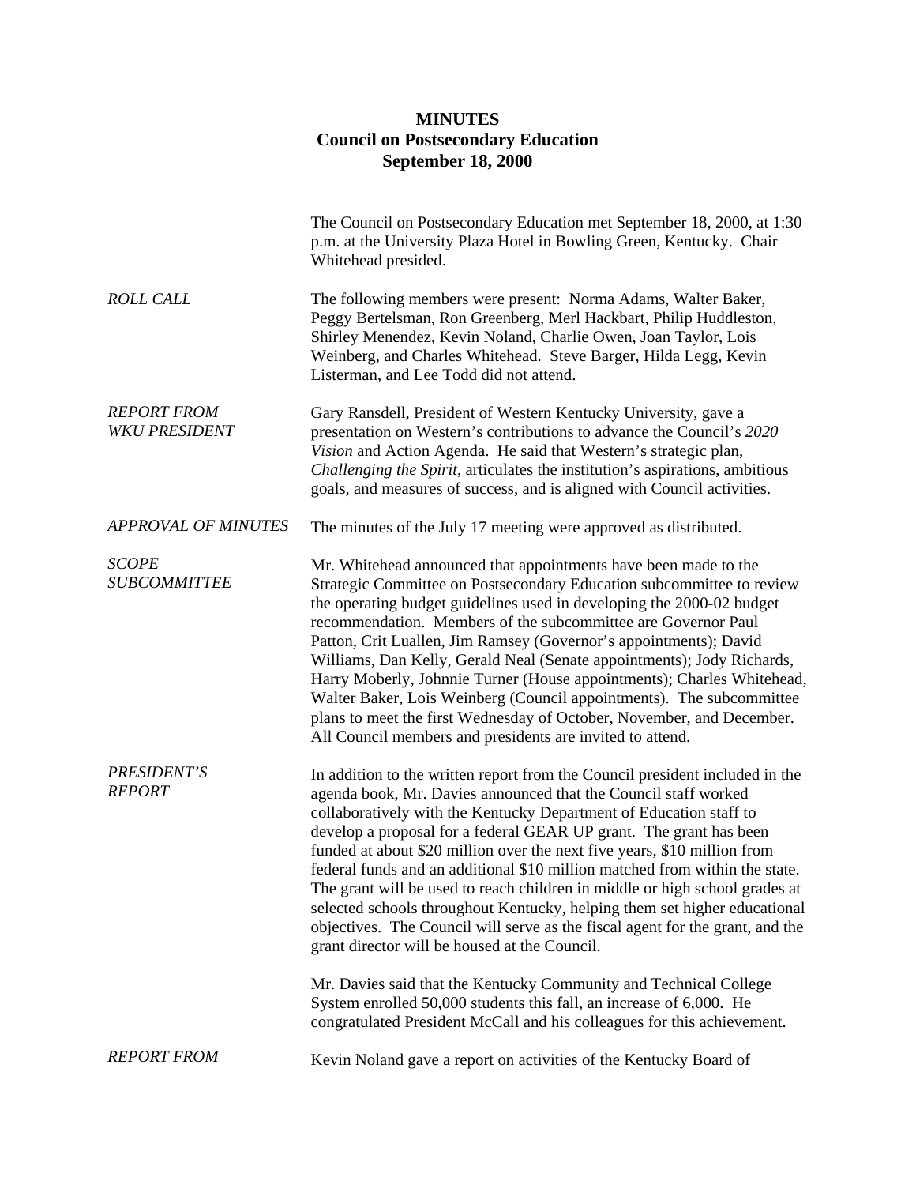# MINUTES
## Council on Postsecondary Education
## September 18, 2000

The Council on Postsecondary Education met September 18, 2000, at 1:30 p.m. at the University Plaza Hotel in Bowling Green, Kentucky. Chair Whitehead presided.

*ROLL CALL*

The following members were present: Norma Adams, Walter Baker, Peggy Bertelsman, Ron Greenberg, Merl Hackbart, Philip Huddleston, Shirley Menendez, Kevin Noland, Charlie Owen, Joan Taylor, Lois Weinberg, and Charles Whitehead. Steve Barger, Hilda Legg, Kevin Listerman, and Lee Todd did not attend.

*REPORT FROM WKU PRESIDENT*

Gary Ransdell, President of Western Kentucky University, gave a presentation on Western's contributions to advance the Council's *2020 Vision* and Action Agenda. He said that Western's strategic plan, *Challenging the Spirit*, articulates the institution's aspirations, ambitious goals, and measures of success, and is aligned with Council activities.

*APPROVAL OF MINUTES*

The minutes of the July 17 meeting were approved as distributed.

*SCOPE SUBCOMMITTEE*

Mr. Whitehead announced that appointments have been made to the Strategic Committee on Postsecondary Education subcommittee to review the operating budget guidelines used in developing the 2000-02 budget recommendation. Members of the subcommittee are Governor Paul Patton, Crit Luallen, Jim Ramsey (Governor's appointments); David Williams, Dan Kelly, Gerald Neal (Senate appointments); Jody Richards, Harry Moberly, Johnnie Turner (House appointments); Charles Whitehead, Walter Baker, Lois Weinberg (Council appointments). The subcommittee plans to meet the first Wednesday of October, November, and December. All Council members and presidents are invited to attend.

*PRESIDENT'S REPORT*

In addition to the written report from the Council president included in the agenda book, Mr. Davies announced that the Council staff worked collaboratively with the Kentucky Department of Education staff to develop a proposal for a federal GEAR UP grant. The grant has been funded at about \$20 million over the next five years, \$10 million from federal funds and an additional \$10 million matched from within the state. The grant will be used to reach children in middle or high school grades at selected schools throughout Kentucky, helping them set higher educational objectives. The Council will serve as the fiscal agent for the grant, and the grant director will be housed at the Council.

Mr. Davies said that the Kentucky Community and Technical College System enrolled 50,000 students this fall, an increase of 6,000. He congratulated President McCall and his colleagues for this achievement.

*REPORT FROM*

Kevin Noland gave a report on activities of the Kentucky Board of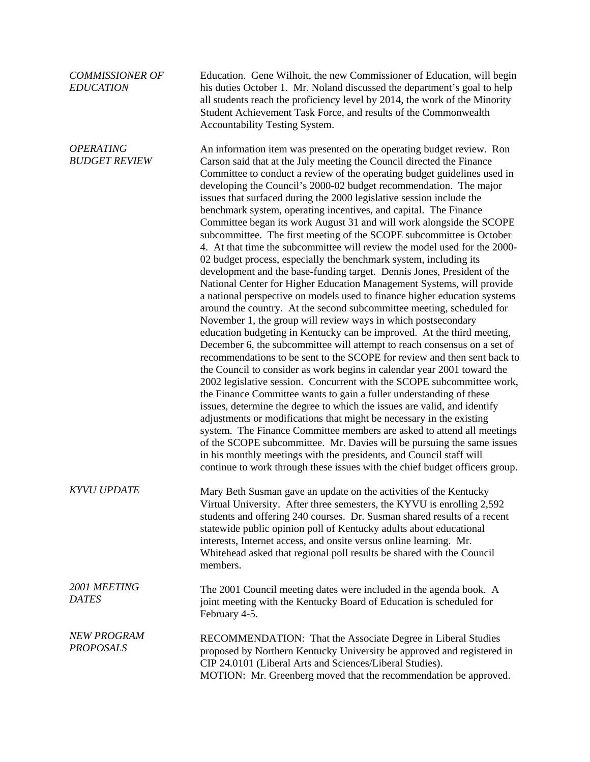*COMMISSIONER OF EDUCATION*

Education. Gene Wilhoit, the new Commissioner of Education, will begin his duties October 1. Mr. Noland discussed the department's goal to help all students reach the proficiency level by 2014, the work of the Minority Student Achievement Task Force, and results of the Commonwealth Accountability Testing System.

*OPERATING BUDGET REVIEW*

An information item was presented on the operating budget review. Ron Carson said that at the July meeting the Council directed the Finance Committee to conduct a review of the operating budget guidelines used in developing the Council's 2000-02 budget recommendation. The major issues that surfaced during the 2000 legislative session include the benchmark system, operating incentives, and capital. The Finance Committee began its work August 31 and will work alongside the SCOPE subcommittee. The first meeting of the SCOPE subcommittee is October 4. At that time the subcommittee will review the model used for the 2000-02 budget process, especially the benchmark system, including its development and the base-funding target. Dennis Jones, President of the National Center for Higher Education Management Systems, will provide a national perspective on models used to finance higher education systems around the country. At the second subcommittee meeting, scheduled for November 1, the group will review ways in which postsecondary education budgeting in Kentucky can be improved. At the third meeting, December 6, the subcommittee will attempt to reach consensus on a set of recommendations to be sent to the SCOPE for review and then sent back to the Council to consider as work begins in calendar year 2001 toward the 2002 legislative session. Concurrent with the SCOPE subcommittee work, the Finance Committee wants to gain a fuller understanding of these issues, determine the degree to which the issues are valid, and identify adjustments or modifications that might be necessary in the existing system. The Finance Committee members are asked to attend all meetings of the SCOPE subcommittee. Mr. Davies will be pursuing the same issues in his monthly meetings with the presidents, and Council staff will continue to work through these issues with the chief budget officers group.

*KYVU UPDATE*

Mary Beth Susman gave an update on the activities of the Kentucky Virtual University. After three semesters, the KYVU is enrolling 2,592 students and offering 240 courses. Dr. Susman shared results of a recent statewide public opinion poll of Kentucky adults about educational interests, Internet access, and onsite versus online learning. Mr. Whitehead asked that regional poll results be shared with the Council members.

*2001 MEETING DATES*

The 2001 Council meeting dates were included in the agenda book. A joint meeting with the Kentucky Board of Education is scheduled for February 4-5.

*NEW PROGRAM PROPOSALS*

RECOMMENDATION: That the Associate Degree in Liberal Studies proposed by Northern Kentucky University be approved and registered in CIP 24.0101 (Liberal Arts and Sciences/Liberal Studies).
MOTION: Mr. Greenberg moved that the recommendation be approved.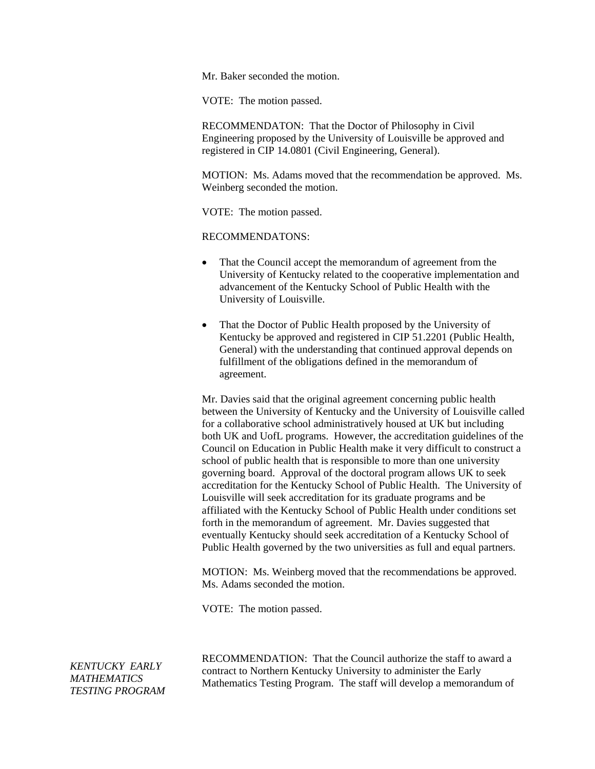Mr. Baker seconded the motion.

VOTE: The motion passed.

RECOMMENDATON: That the Doctor of Philosophy in Civil Engineering proposed by the University of Louisville be approved and registered in CIP 14.0801 (Civil Engineering, General).

MOTION: Ms. Adams moved that the recommendation be approved. Ms. Weinberg seconded the motion.

VOTE: The motion passed.

RECOMMENDATONS:

- That the Council accept the memorandum of agreement from the University of Kentucky related to the cooperative implementation and advancement of the Kentucky School of Public Health with the University of Louisville.
- That the Doctor of Public Health proposed by the University of Kentucky be approved and registered in CIP 51.2201 (Public Health, General) with the understanding that continued approval depends on fulfillment of the obligations defined in the memorandum of agreement.

Mr. Davies said that the original agreement concerning public health between the University of Kentucky and the University of Louisville called for a collaborative school administratively housed at UK but including both UK and UofL programs. However, the accreditation guidelines of the Council on Education in Public Health make it very difficult to construct a school of public health that is responsible to more than one university governing board. Approval of the doctoral program allows UK to seek accreditation for the Kentucky School of Public Health. The University of Louisville will seek accreditation for its graduate programs and be affiliated with the Kentucky School of Public Health under conditions set forth in the memorandum of agreement. Mr. Davies suggested that eventually Kentucky should seek accreditation of a Kentucky School of Public Health governed by the two universities as full and equal partners.

MOTION: Ms. Weinberg moved that the recommendations be approved. Ms. Adams seconded the motion.

VOTE: The motion passed.

*KENTUCKY EARLY MATHEMATICS TESTING PROGRAM*

RECOMMENDATION: That the Council authorize the staff to award a contract to Northern Kentucky University to administer the Early Mathematics Testing Program. The staff will develop a memorandum of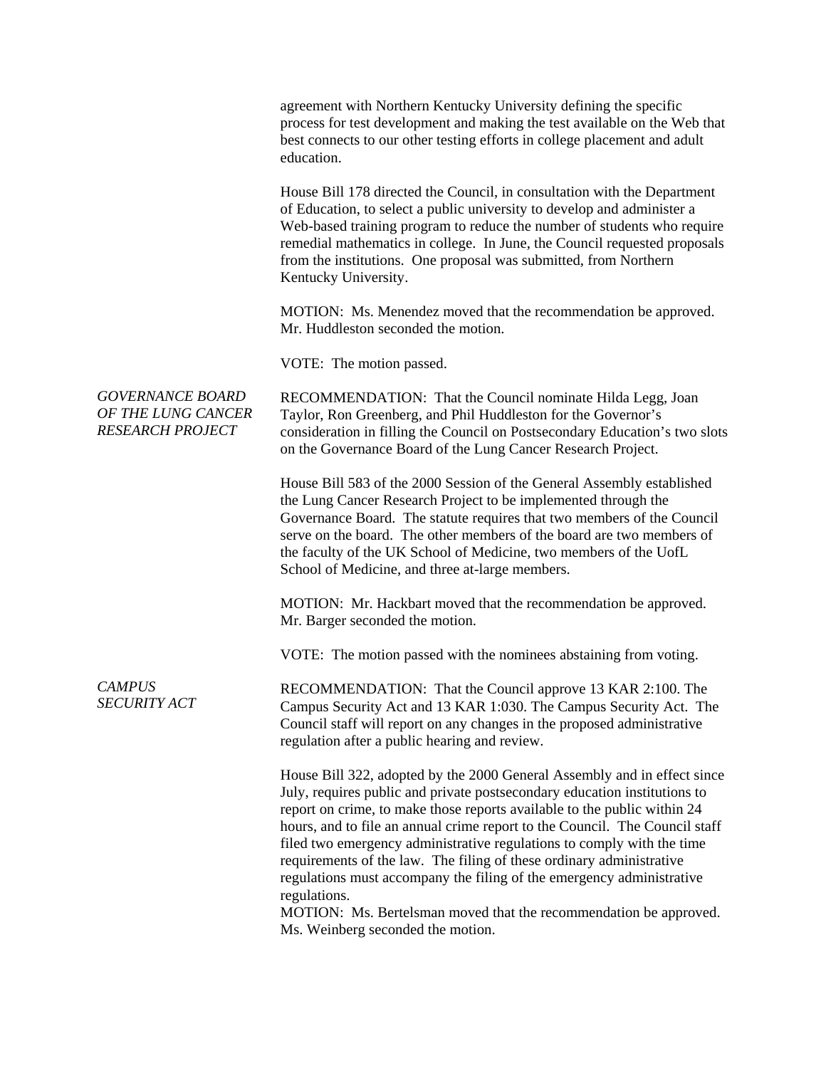agreement with Northern Kentucky University defining the specific process for test development and making the test available on the Web that best connects to our other testing efforts in college placement and adult education.

House Bill 178 directed the Council, in consultation with the Department of Education, to select a public university to develop and administer a Web-based training program to reduce the number of students who require remedial mathematics in college. In June, the Council requested proposals from the institutions. One proposal was submitted, from Northern Kentucky University.

MOTION: Ms. Menendez moved that the recommendation be approved. Mr. Huddleston seconded the motion.

VOTE: The motion passed.

*GOVERNANCE BOARD OF THE LUNG CANCER RESEARCH PROJECT*

RECOMMENDATION: That the Council nominate Hilda Legg, Joan Taylor, Ron Greenberg, and Phil Huddleston for the Governor's consideration in filling the Council on Postsecondary Education's two slots on the Governance Board of the Lung Cancer Research Project.

House Bill 583 of the 2000 Session of the General Assembly established the Lung Cancer Research Project to be implemented through the Governance Board. The statute requires that two members of the Council serve on the board. The other members of the board are two members of the faculty of the UK School of Medicine, two members of the UofL School of Medicine, and three at-large members.

MOTION: Mr. Hackbart moved that the recommendation be approved. Mr. Barger seconded the motion.

VOTE: The motion passed with the nominees abstaining from voting.

*CAMPUS SECURITY ACT*

RECOMMENDATION: That the Council approve 13 KAR 2:100. The Campus Security Act and 13 KAR 1:030. The Campus Security Act. The Council staff will report on any changes in the proposed administrative regulation after a public hearing and review.

House Bill 322, adopted by the 2000 General Assembly and in effect since July, requires public and private postsecondary education institutions to report on crime, to make those reports available to the public within 24 hours, and to file an annual crime report to the Council. The Council staff filed two emergency administrative regulations to comply with the time requirements of the law. The filing of these ordinary administrative regulations must accompany the filing of the emergency administrative regulations.

MOTION: Ms. Bertelsman moved that the recommendation be approved. Ms. Weinberg seconded the motion.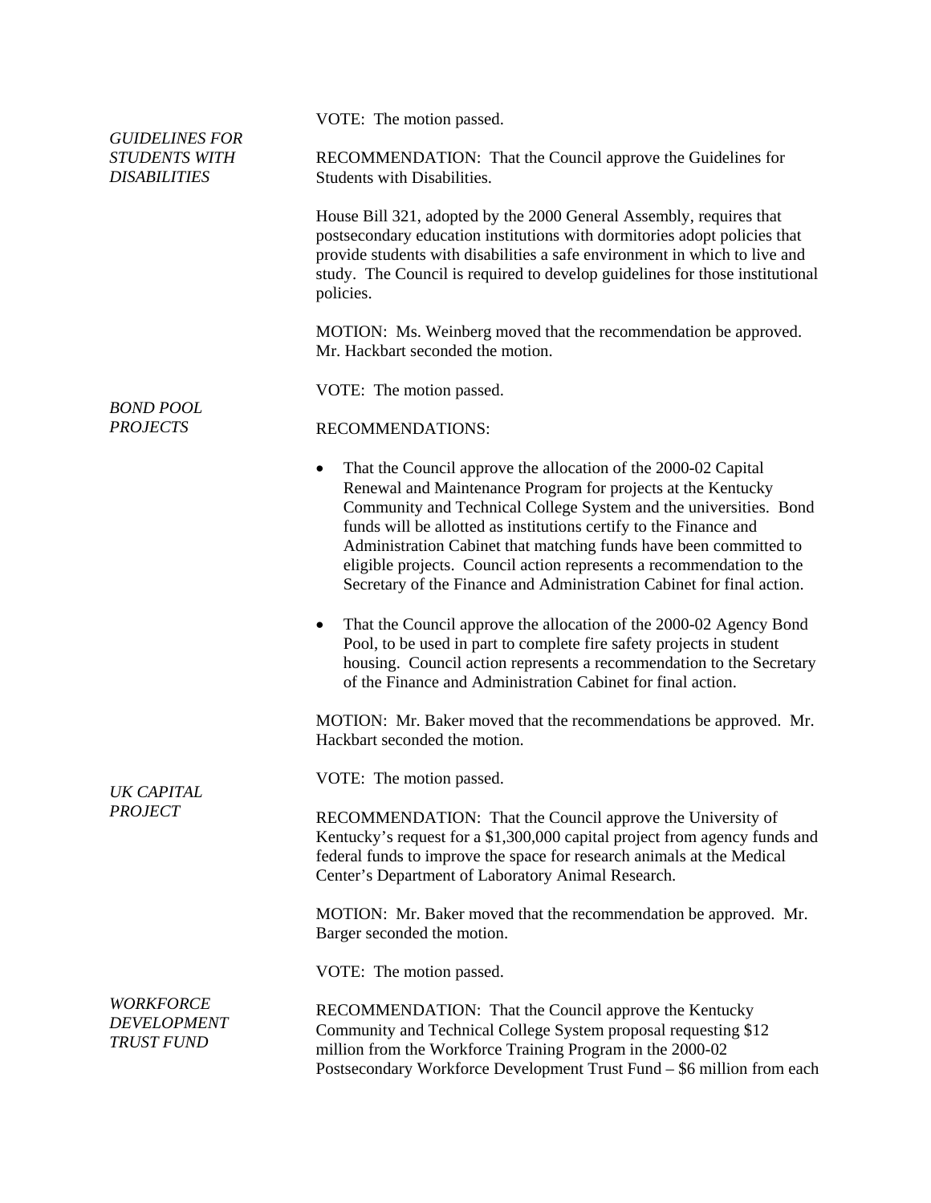VOTE: The motion passed.

*GUIDELINES FOR STUDENTS WITH DISABILITIES*

RECOMMENDATION: That the Council approve the Guidelines for Students with Disabilities.

House Bill 321, adopted by the 2000 General Assembly, requires that postsecondary education institutions with dormitories adopt policies that provide students with disabilities a safe environment in which to live and study. The Council is required to develop guidelines for those institutional policies.

MOTION: Ms. Weinberg moved that the recommendation be approved. Mr. Hackbart seconded the motion.

VOTE: The motion passed.

*BOND POOL PROJECTS*

RECOMMENDATIONS:

- That the Council approve the allocation of the 2000-02 Capital Renewal and Maintenance Program for projects at the Kentucky Community and Technical College System and the universities. Bond funds will be allotted as institutions certify to the Finance and Administration Cabinet that matching funds have been committed to eligible projects. Council action represents a recommendation to the Secretary of the Finance and Administration Cabinet for final action.

- That the Council approve the allocation of the 2000-02 Agency Bond Pool, to be used in part to complete fire safety projects in student housing. Council action represents a recommendation to the Secretary of the Finance and Administration Cabinet for final action.

MOTION: Mr. Baker moved that the recommendations be approved. Mr. Hackbart seconded the motion.

VOTE: The motion passed.

*UK CAPITAL PROJECT*

RECOMMENDATION: That the Council approve the University of Kentucky's request for a $1,300,000 capital project from agency funds and federal funds to improve the space for research animals at the Medical Center's Department of Laboratory Animal Research.

MOTION: Mr. Baker moved that the recommendation be approved. Mr. Barger seconded the motion.

VOTE: The motion passed.

*WORKFORCE DEVELOPMENT TRUST FUND*

RECOMMENDATION: That the Council approve the Kentucky Community and Technical College System proposal requesting $12 million from the Workforce Training Program in the 2000-02 Postsecondary Workforce Development Trust Fund – $6 million from each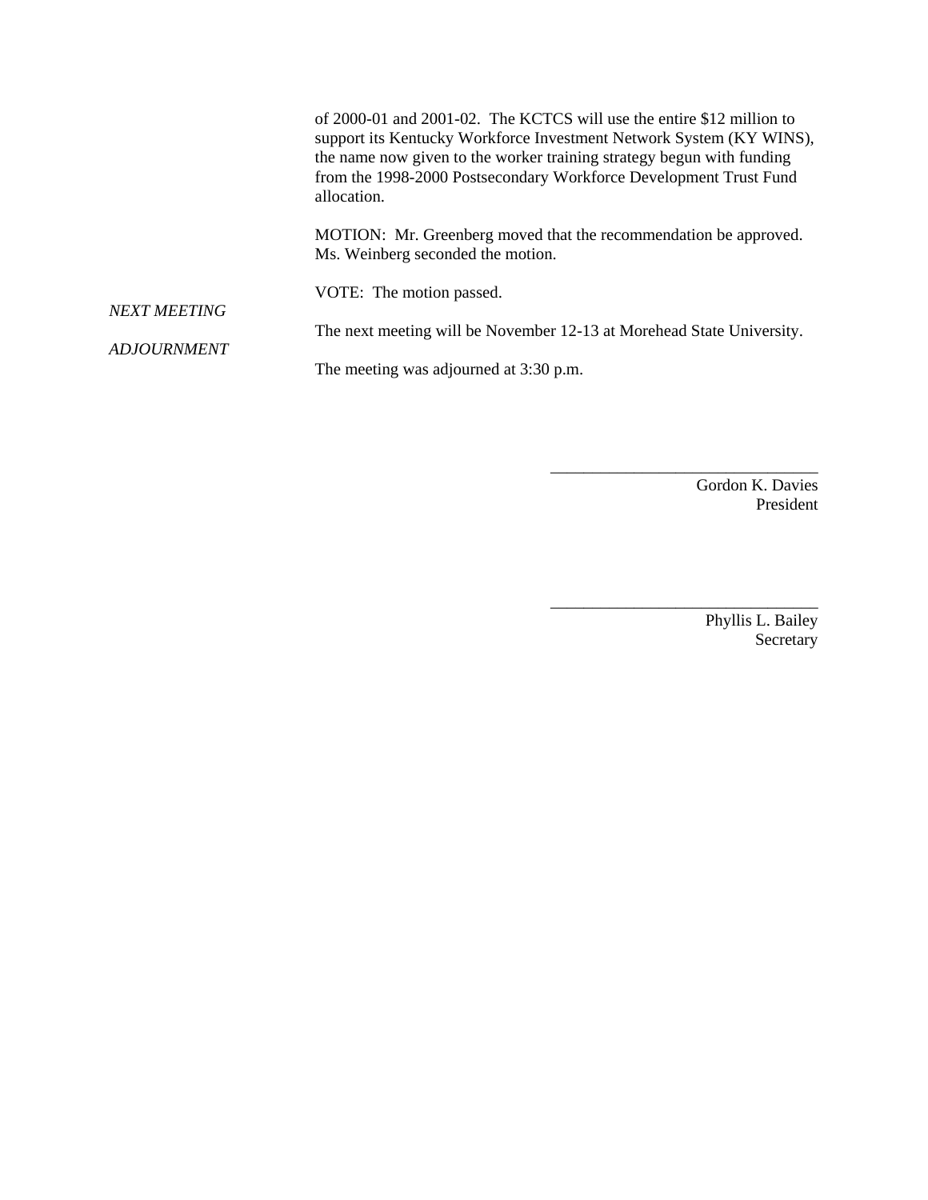of 2000-01 and 2001-02. The KCTCS will use the entire $12 million to support its Kentucky Workforce Investment Network System (KY WINS), the name now given to the worker training strategy begun with funding from the 1998-2000 Postsecondary Workforce Development Trust Fund allocation.

MOTION: Mr. Greenberg moved that the recommendation be approved. Ms. Weinberg seconded the motion.

VOTE: The motion passed.

*NEXT MEETING*

The next meeting will be November 12-13 at Morehead State University.

*ADJOURNMENT*

The meeting was adjourned at 3:30 p.m.

\_\_\_\_\_\_\_\_\_\_\_\_\_\_\_\_\_\_\_\_\_\_\_\_\_\_\_\_\_\_\_\_\_\_
Gordon K. Davies
President

\_\_\_\_\_\_\_\_\_\_\_\_\_\_\_\_\_\_\_\_\_\_\_\_\_\_\_\_\_\_\_\_\_\_
Phyllis L. Bailey
Secretary